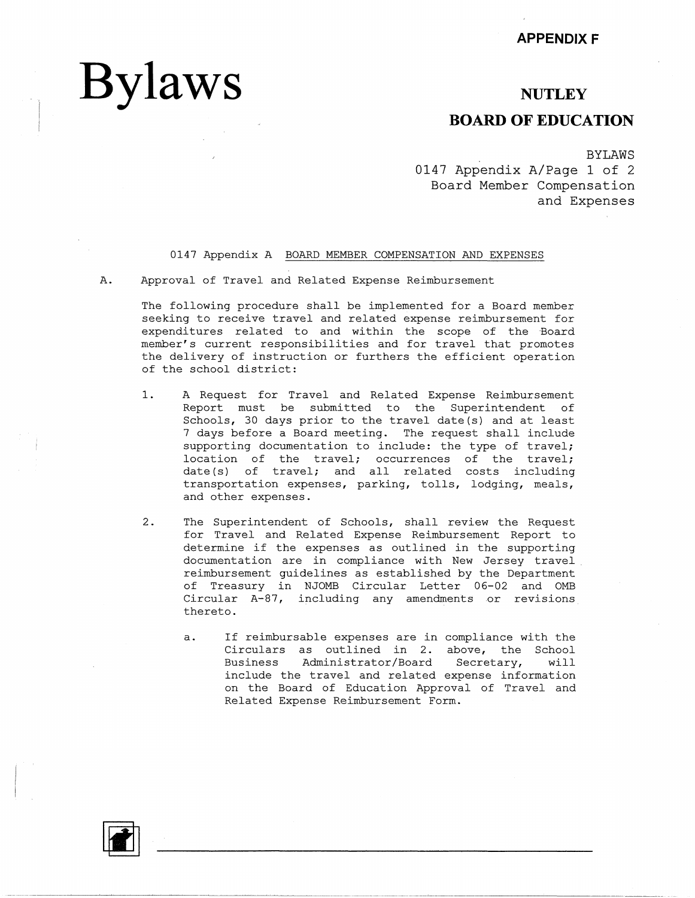APPENDIX F

# Bylaws

## NUTLEY BOARD OF EDUCATION

BYLAWS
0147 Appendix A
Board Member Compensation and Expenses

### 0147 Appendix A BOARD MEMBER COMPENSATION AND EXPENSES

A. Approval of Travel and Related Expense Reimbursement

The following procedure shall be implemented for a Board member seeking to receive travel and related expense reimbursement for expenditures related to and within the scope of the Board member's current responsibilities and for travel that promotes the delivery of instruction or furthers the efficient operation of the school district:

1. A Request for Travel and Related Expense Reimbursement Report must be submitted to the Superintendent of Schools, 30 days prior to the travel date(s) and at least 7 days before a Board meeting. The request shall include supporting documentation to include: the type of travel; location of the travel; occurrences of the travel; date(s) of travel; and all related costs including transportation expenses, parking, tolls, lodging, meals, and other expenses.

2. The Superintendent of Schools, shall review the Request for Travel and Related Expense Reimbursement Report to determine if the expenses as outlined in the supporting documentation are in compliance with New Jersey travel reimbursement guidelines as established by the Department of Treasury in NJOMB Circular Letter 06-02 and OMB Circular A-87, including any amendments or revisions thereto.

   a. If reimbursable expenses are in compliance with the Circulars as outlined in 2. above, the School Business Administrator/Board Secretary, will include the travel and related expense information on the Board of Education Approval of Travel and Related Expense Reimbursement Form.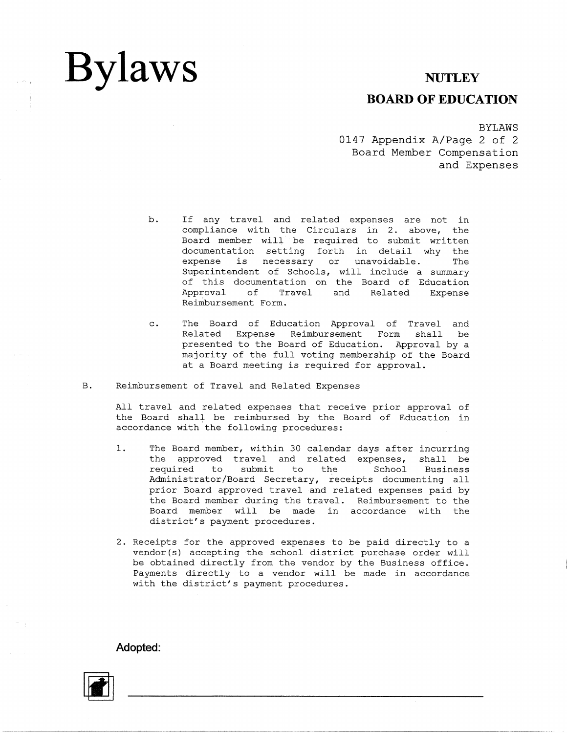b. If any travel and related expenses are not in compliance with the Circulars in 2. above, the Board member will be required to submit written documentation setting forth in detail why the expense is necessary or unavoidable. The Superintendent of Schools, will include a summary of this documentation on the Board of Education Approval of Travel and Related Expense Reimbursement Form.

c. The Board of Education Approval of Travel and Related Expense Reimbursement Form shall be presented to the Board of Education. Approval by a majority of the full voting membership of the Board at a Board meeting is required for approval.

B. Reimbursement of Travel and Related Expenses

All travel and related expenses that receive prior approval of the Board shall be reimbursed by the Board of Education in accordance with the following procedures:

1. The Board member, within 30 calendar days after incurring the approved travel and related expenses, shall be required to submit to the School Business Administrator/Board Secretary, receipts documenting all prior Board approved travel and related expenses paid by the Board member during the travel. Reimbursement to the Board member will be made in accordance with the district's payment procedures.

2. Receipts for the approved expenses to be paid directly to a vendor(s) accepting the school district purchase order will be obtained directly from the vendor by the Business office. Payments directly to a vendor will be made in accordance with the district's payment procedures.

Adopted: